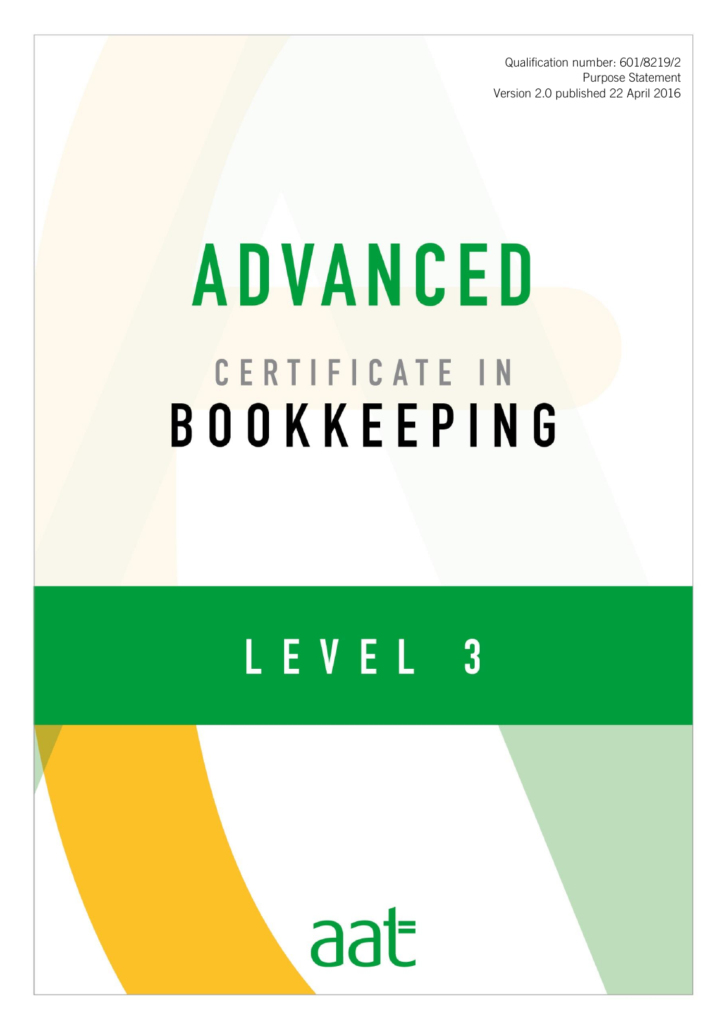Qualification number: 601/8219/2
Purpose Statement
Version 2.0 published 22 April 2016

# ADVANCED

## CERTIFICATE IN BOOKKEEPING

## LEVEL 3

aat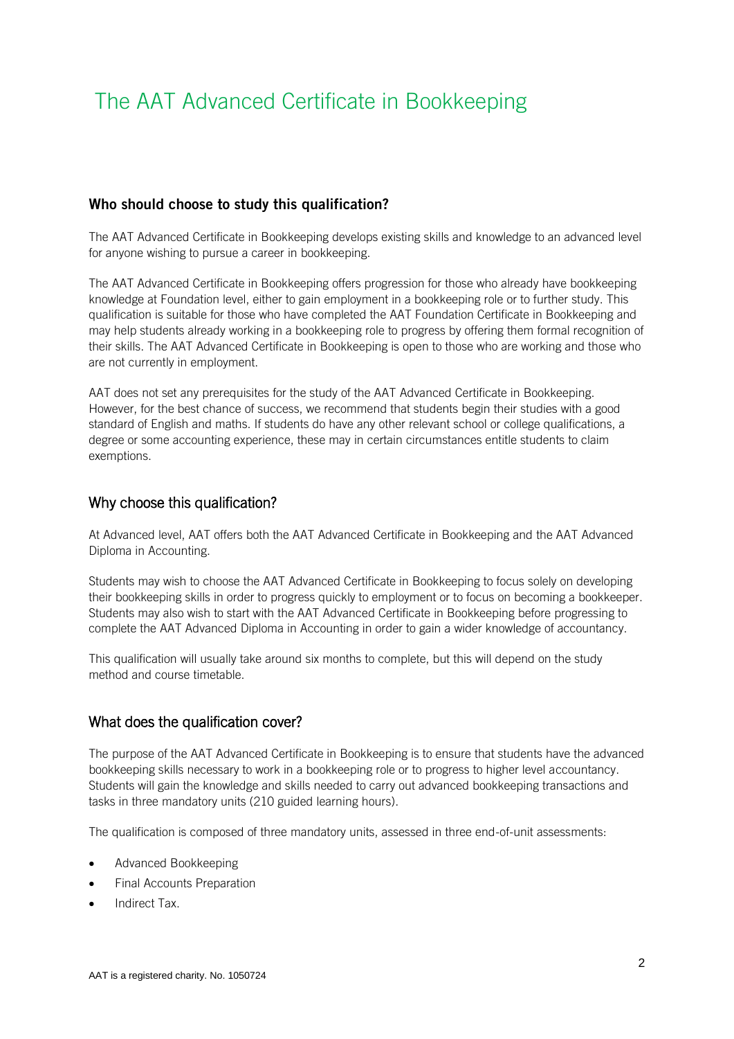# The AAT Advanced Certificate in Bookkeeping

### Who should choose to study this qualification?

The AAT Advanced Certificate in Bookkeeping develops existing skills and knowledge to an advanced level for anyone wishing to pursue a career in bookkeeping.

The AAT Advanced Certificate in Bookkeeping offers progression for those who already have bookkeeping knowledge at Foundation level, either to gain employment in a bookkeeping role or to further study. This qualification is suitable for those who have completed the AAT Foundation Certificate in Bookkeeping and may help students already working in a bookkeeping role to progress by offering them formal recognition of their skills. The AAT Advanced Certificate in Bookkeeping is open to those who are working and those who are not currently in employment.

AAT does not set any prerequisites for the study of the AAT Advanced Certificate in Bookkeeping. However, for the best chance of success, we recommend that students begin their studies with a good standard of English and maths. If students do have any other relevant school or college qualifications, a degree or some accounting experience, these may in certain circumstances entitle students to claim exemptions.

### Why choose this qualification?

At Advanced level, AAT offers both the AAT Advanced Certificate in Bookkeeping and the AAT Advanced Diploma in Accounting.

Students may wish to choose the AAT Advanced Certificate in Bookkeeping to focus solely on developing their bookkeeping skills in order to progress quickly to employment or to focus on becoming a bookkeeper. Students may also wish to start with the AAT Advanced Certificate in Bookkeeping before progressing to complete the AAT Advanced Diploma in Accounting in order to gain a wider knowledge of accountancy.

This qualification will usually take around six months to complete, but this will depend on the study method and course timetable.

### What does the qualification cover?

The purpose of the AAT Advanced Certificate in Bookkeeping is to ensure that students have the advanced bookkeeping skills necessary to work in a bookkeeping role or to progress to higher level accountancy. Students will gain the knowledge and skills needed to carry out advanced bookkeeping transactions and tasks in three mandatory units (210 guided learning hours).

The qualification is composed of three mandatory units, assessed in three end-of-unit assessments:

- Advanced Bookkeeping
- Final Accounts Preparation
- Indirect Tax.

AAT is a registered charity. No. 1050724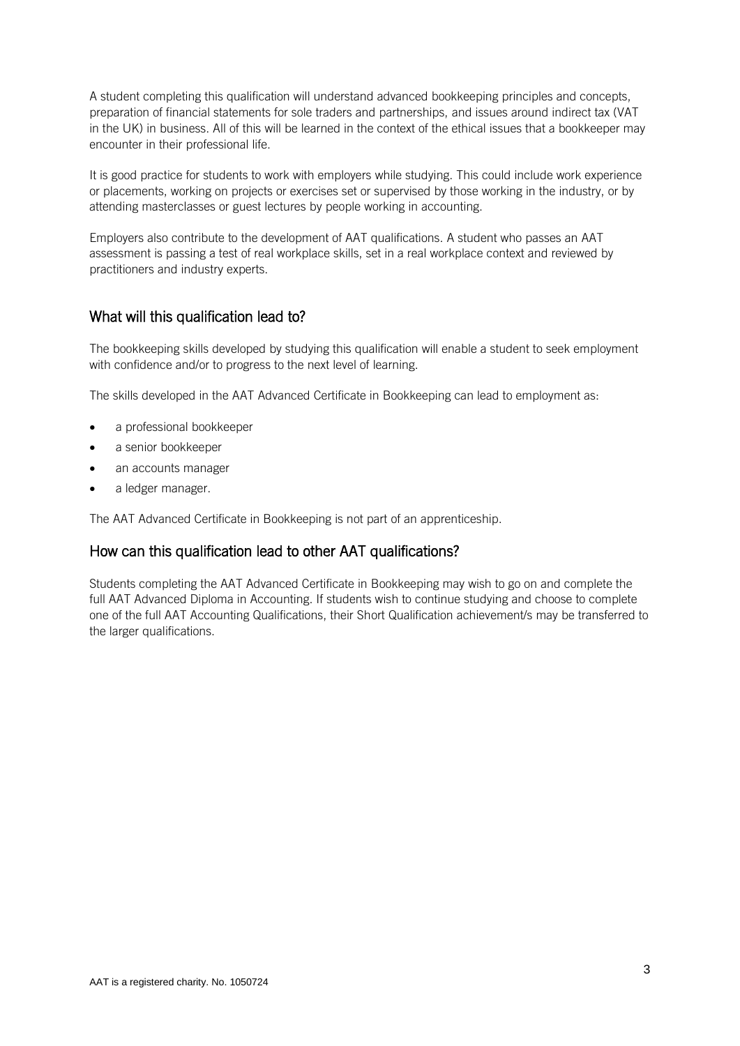A student completing this qualification will understand advanced bookkeeping principles and concepts, preparation of financial statements for sole traders and partnerships, and issues around indirect tax (VAT in the UK) in business. All of this will be learned in the context of the ethical issues that a bookkeeper may encounter in their professional life.

It is good practice for students to work with employers while studying. This could include work experience or placements, working on projects or exercises set or supervised by those working in the industry, or by attending masterclasses or guest lectures by people working in accounting.

Employers also contribute to the development of AAT qualifications. A student who passes an AAT assessment is passing a test of real workplace skills, set in a real workplace context and reviewed by practitioners and industry experts.

## What will this qualification lead to?

The bookkeeping skills developed by studying this qualification will enable a student to seek employment with confidence and/or to progress to the next level of learning.

The skills developed in the AAT Advanced Certificate in Bookkeeping can lead to employment as:

- a professional bookkeeper
- a senior bookkeeper
- an accounts manager
- a ledger manager.

The AAT Advanced Certificate in Bookkeeping is not part of an apprenticeship.

## How can this qualification lead to other AAT qualifications?

Students completing the AAT Advanced Certificate in Bookkeeping may wish to go on and complete the full AAT Advanced Diploma in Accounting. If students wish to continue studying and choose to complete one of the full AAT Accounting Qualifications, their Short Qualification achievement/s may be transferred to the larger qualifications.

AAT is a registered charity. No. 1050724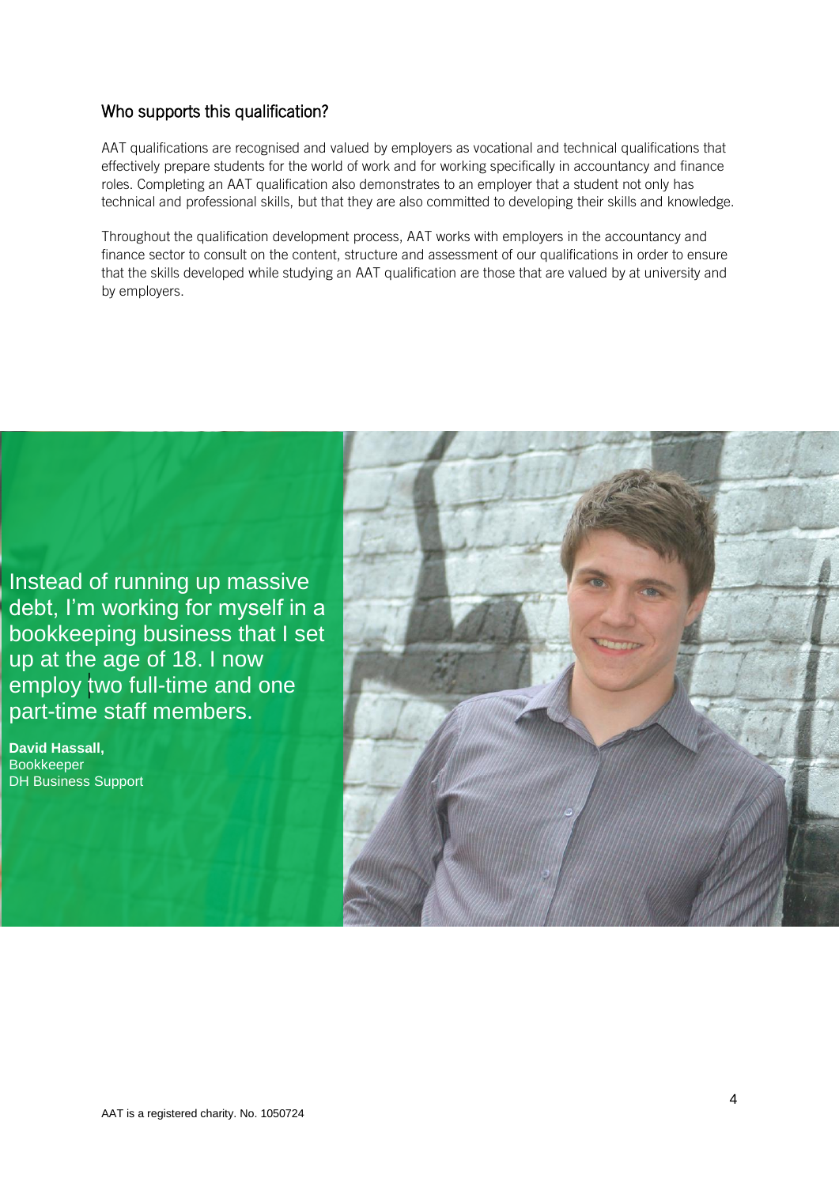## Who supports this qualification?

AAT qualifications are recognised and valued by employers as vocational and technical qualifications that effectively prepare students for the world of work and for working specifically in accountancy and finance roles. Completing an AAT qualification also demonstrates to an employer that a student not only has technical and professional skills, but that they are also committed to developing their skills and knowledge.

Throughout the qualification development process, AAT works with employers in the accountancy and finance sector to consult on the content, structure and assessment of our qualifications in order to ensure that the skills developed while studying an AAT qualification are those that are valued by at university and by employers.

Instead of running up massive debt, I'm working for myself in a bookkeeping business that I set up at the age of 18. I now employ two full-time and one part-time staff members.

**David Hassall,**
Bookkeeper
DH Business Support

AAT is a registered charity. No. 1050724